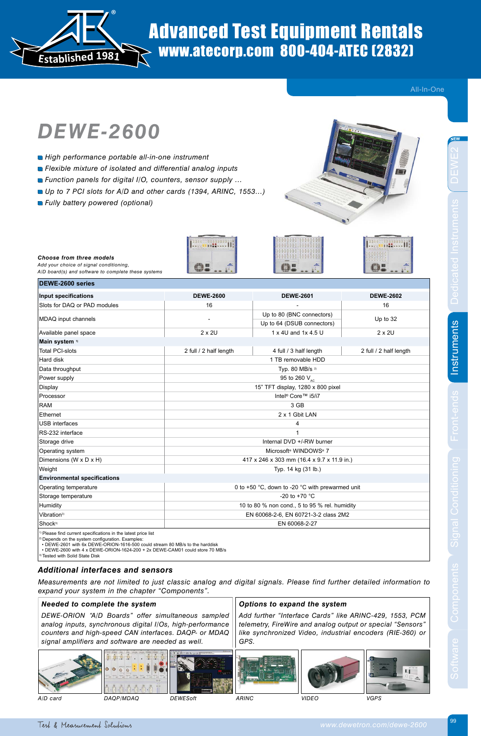# DEWE-2600

- *High performance portable all-in-one instrument*
- *Flexible mixture of isolated and differential analog inputs*
- *Function panels for digital I/O, counters, sensor supply ...*
- *Up to 7 PCI slots for A/D and other cards (1394, ARINC, 1553...)*
- *Fully battery powered (optional)*

***Choose from three models***
*Add your choice of signal conditioning, A/D board(s) and software to complete these systems*

| **DEWE-2600 series** | | | |
|---|---|---|---|
| **Input specifications** | **DEWE-2600** | **DEWE-2601** | **DEWE-2602** |
| Slots for DAQ or PAD modules | 16 | - | 16 |
| MDAQ input channels | - | Up to 80 (BNC connectors)<br>Up to 64 (DSUB connectors) | Up to 32 |
| Available panel space | 2 x 2U | 1 x 4U and 1x 4.5 U | 2 x 2U |
| **Main system** [1] | | | |
| Total PCI-slots | 2 full / 2 half length | 4 full / 3 half length | 2 full / 2 half length |
| Hard disk | 1 TB removable HDD | | |
| Data throughput | Typ. 80 MB/s [2] | | |
| Power supply | 95 to 260 $V_{AC}$ | | |
| Display | 15" TFT display, 1280 x 800 pixel | | |
| Processor | Intel® Core™ i5/i7 | | |
| RAM | 3 GB | | |
| Ethernet | 2 x 1 Gbit LAN | | |
| USB interfaces | 4 | | |
| RS-232 interface | 1 | | |
| Storage drive | Internal DVD +/-RW burner | | |
| Operating system | Microsoft® WINDOWS® 7 | | |
| Dimensions (W x D x H) | 417 x 246 x 303 mm (16.4 x 9.7 x 11.9 in.) | | |
| Weight | Typ. 14 kg (31 lb.) | | |
| **Environmental specifications** | | | |
| Operating temperature | 0 to +50 °C, down to -20 °C with prewarmed unit | | |
| Storage temperature | -20 to +70 °C | | |
| Humidity | 10 to 80 % non cond., 5 to 95 % rel. humidity | | |
| Vibration[3] | EN 60068-2-6, EN 60721-3-2 class 2M2 | | |
| Shock[3] | EN 60068-2-27 | | |

[1] Please find current specifications in the latest price list
[2] Depends on the system configuration. Examples:
• DEWE-2601 with 6x DEWE-ORION-1616-500 could stream 80 MB/s to the harddisk
• DEWE-2600 with 4 x DEWE-ORION-1624-200 + 2x DEWE-CAM01 could store 70 MB/s
[3] Tested with Solid State Disk

## *Additional interfaces and sensors*

*Measurements are not limited to just classic analog and digital signals. Please find further detailed information to expand your system in the chapter "Components".*

### *Needed to complete the system*

*DEWE-ORION "A/D Boards" offer simultaneous sampled analog inputs, synchronous digital I/Os, high-performance counters and high-speed CAN interfaces. DAQP- or MDAQ signal amplifiers and software are needed as well.*

*A/D card* *DAQP/MDAQ* *DEWESoft*

### *Options to expand the system*

*Add further "Interface Cards" like ARINC-429, 1553, PCM telemetry, FireWire and analog output or special "Sensors" like synchronized Video, industrial encoders (RIE-360) or GPS.*

*ARINC* *VIDEO* *VGPS*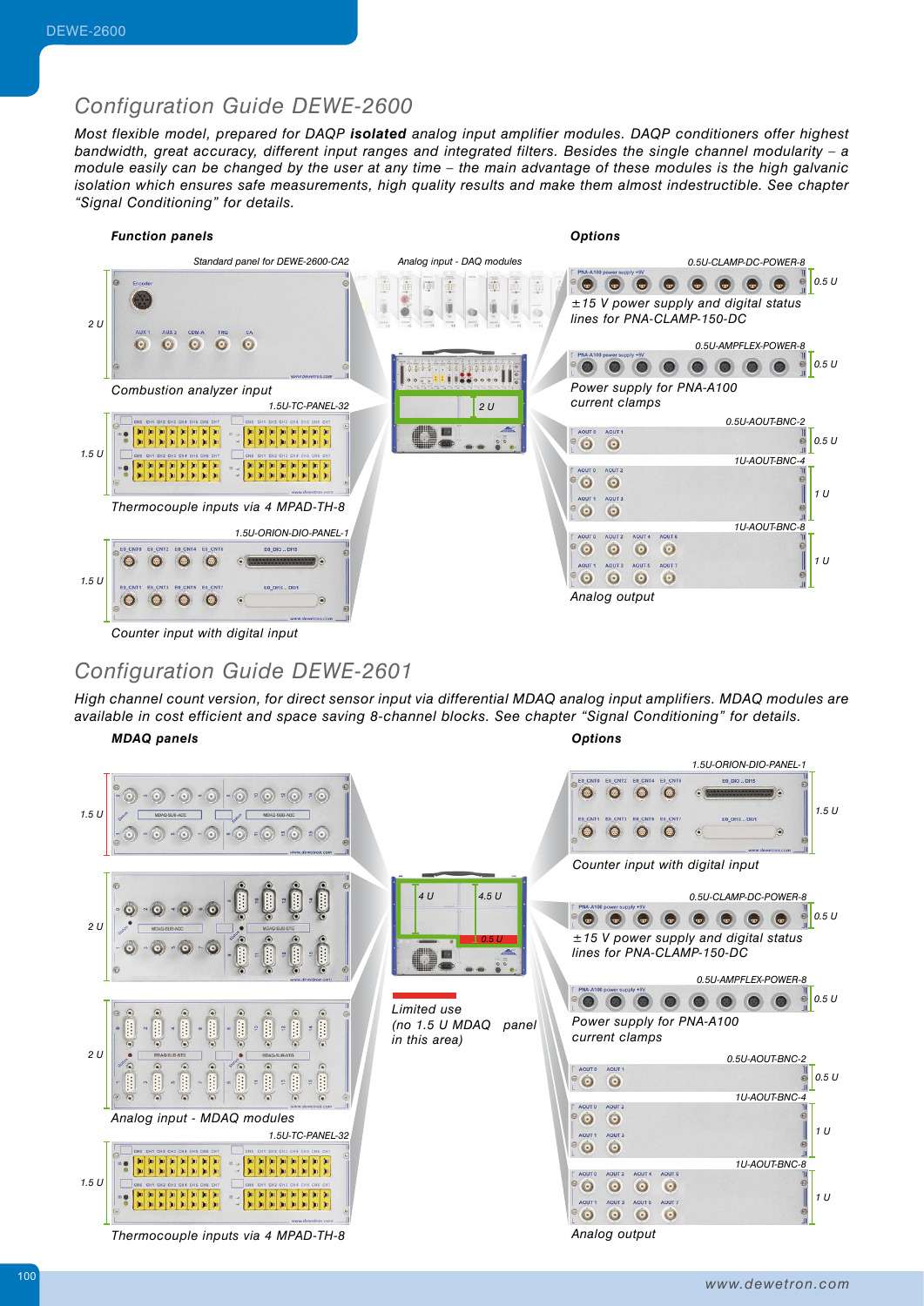## Configuration Guide DEWE-2600

*Most flexible model, prepared for DAQP **isolated** analog input amplifier modules. DAQP conditioners offer highest bandwidth, great accuracy, different input ranges and integrated filters. Besides the single channel modularity – a module easily can be changed by the user at any time – the main advantage of these modules is the high galvanic isolation which ensures safe measurements, high quality results and make them almost indestructible. See chapter "Signal Conditioning" for details.*

### Function panels

*Standard panel for DEWE-2600-CA2* (2 U)

Combustion analyzer input

*1.5U-TC-PANEL-32* (1.5 U)

Thermocouple inputs via 4 MPAD-TH-8

*1.5U-ORION-DIO-PANEL-1* (1.5 U)

Counter input with digital input

*Analog input - DAQ modules* (2 U)

### Options

*0.5U-CLAMP-DC-POWER-8* (0.5 U)

±15 V power supply and digital status lines for PNA-CLAMP-150-DC

*0.5U-AMPFLEX-POWER-8* (0.5 U)

Power supply for PNA-A100 current clamps

*0.5U-AOUT-BNC-2* (0.5 U)

*1U-AOUT-BNC-4* (1 U)

*1U-AOUT-BNC-8* (1 U)

Analog output

## Configuration Guide DEWE-2601

*High channel count version, for direct sensor input via differential MDAQ analog input amplifiers. MDAQ modules are available in cost efficient and space saving 8-channel blocks. See chapter "Signal Conditioning" for details.*

### MDAQ panels

1.5 U

2 U

2 U

Analog input - MDAQ modules

*1.5U-TC-PANEL-32* (1.5 U)

Thermocouple inputs via 4 MPAD-TH-8

4 U / 4.5 U / 0.5 U

Limited use (no 1.5 U MDAQ panel in this area)

### Options

*1.5U-ORION-DIO-PANEL-1* (1.5 U)

Counter input with digital input

*0.5U-CLAMP-DC-POWER-8* (0.5 U)

±15 V power supply and digital status lines for PNA-CLAMP-150-DC

*0.5U-AMPFLEX-POWER-8* (0.5 U)

Power supply for PNA-A100 current clamps

*0.5U-AOUT-BNC-2* (0.5 U)

*1U-AOUT-BNC-4* (1 U)

*1U-AOUT-BNC-8* (1 U)

Analog output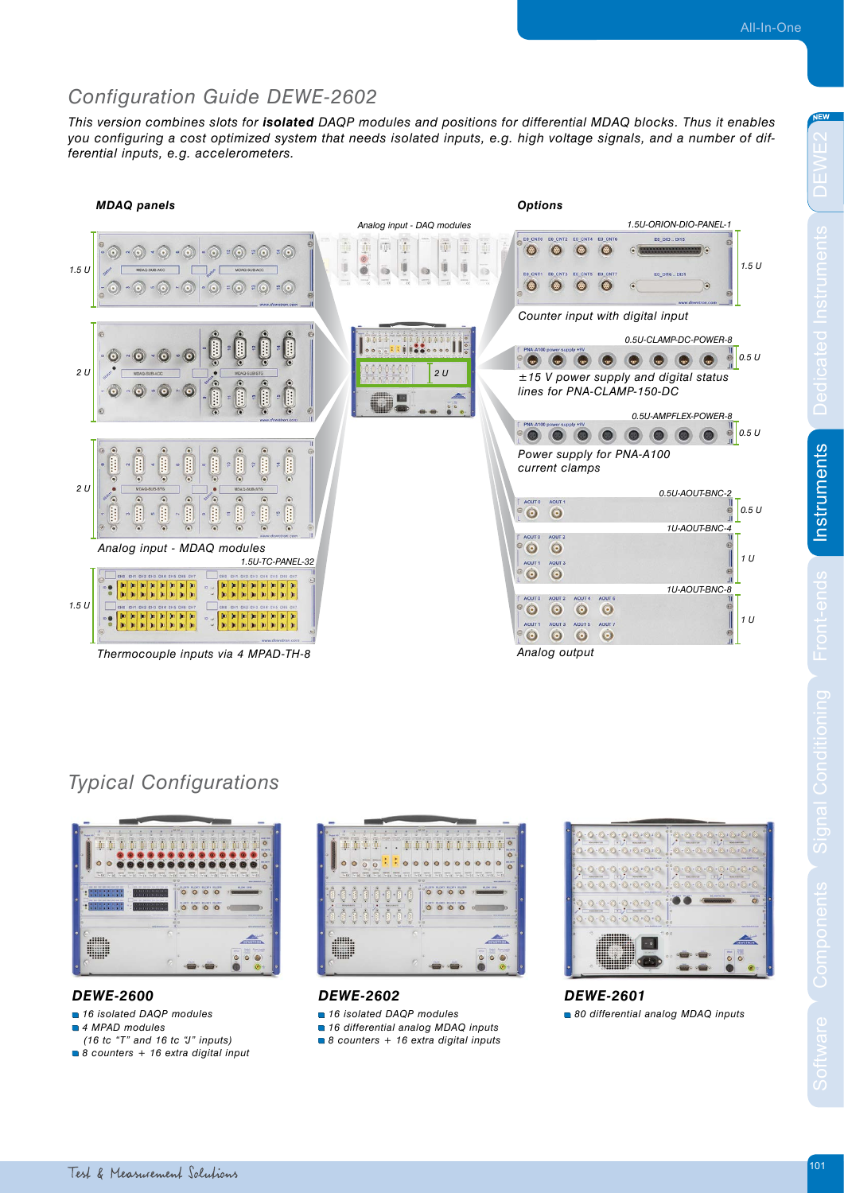# Configuration Guide DEWE-2602

*This version combines slots for **isolated** DAQP modules and positions for differential MDAQ blocks. Thus it enables you configuring a cost optimized system that needs isolated inputs, e.g. high voltage signals, and a number of differential inputs, e.g. accelerometers.*

### MDAQ panels

1.5 U

2 U

2 U

*Analog input - MDAQ modules*

1.5U-TC-PANEL-32

1.5 U

*Thermocouple inputs via 4 MPAD-TH-8*

*Analog input - DAQ modules*

2 U

### Options

1.5U-ORION-DIO-PANEL-1 — 1.5 U

*Counter input with digital input*

0.5U-CLAMP-DC-POWER-8 — 0.5 U

*±15 V power supply and digital status lines for PNA-CLAMP-150-DC*

0.5U-AMPFLEX-POWER-8 — 0.5 U

*Power supply for PNA-A100 current clamps*

0.5U-AOUT-BNC-2 — 0.5 U

1U-AOUT-BNC-4 — 1 U

1U-AOUT-BNC-8 — 1 U

*Analog output*

# Typical Configurations

### DEWE-2600

- 16 isolated DAQP modules
- 4 MPAD modules (16 tc "T" and 16 tc "J" inputs)
- 8 counters + 16 extra digital input

### DEWE-2602

- 16 isolated DAQP modules
- 16 differential analog MDAQ inputs
- 8 counters + 16 extra digital inputs

### DEWE-2601

- 80 differential analog MDAQ inputs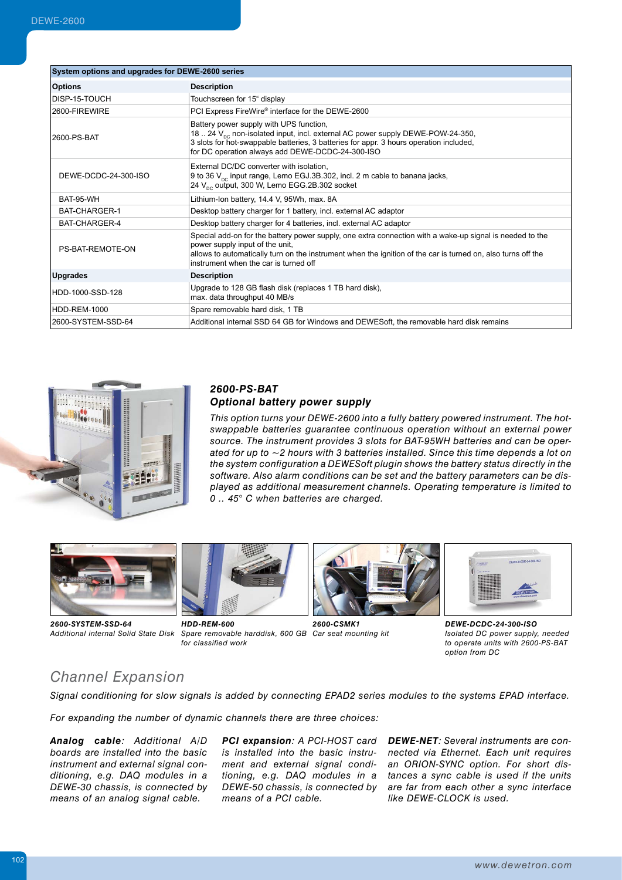| System options and upgrades for DEWE-2600 series | |
|---|---|
| **Options** | **Description** |
| DISP-15-TOUCH | Touchscreen for 15" display |
| 2600-FIREWIRE | PCI Express FireWire® interface for the DEWE-2600 |
| 2600-PS-BAT | Battery power supply with UPS function, 18 .. 24 $V_{DC}$ non-isolated input, incl. external AC power supply DEWE-POW-24-350, 3 slots for hot-swappable batteries, 3 batteries for appr. 3 hours operation included, for DC operation always add DEWE-DCDC-24-300-ISO |
| DEWE-DCDC-24-300-ISO | External DC/DC converter with isolation, 9 to 36 $V_{DC}$ input range, Lemo EGJ.3B.302, incl. 2 m cable to banana jacks, 24 $V_{DC}$ output, 300 W, Lemo EGG.2B.302 socket |
| BAT-95-WH | Lithium-Ion battery, 14.4 V, 95Wh, max. 8A |
| BAT-CHARGER-1 | Desktop battery charger for 1 battery, incl. external AC adaptor |
| BAT-CHARGER-4 | Desktop battery charger for 4 batteries, incl. external AC adaptor |
| PS-BAT-REMOTE-ON | Special add-on for the battery power supply, one extra connection with a wake-up signal is needed to the power supply input of the unit, allows to automatically turn on the instrument when the ignition of the car is turned on, also turns off the instrument when the car is turned off |
| **Upgrades** | **Description** |
| HDD-1000-SSD-128 | Upgrade to 128 GB flash disk (replaces 1 TB hard disk), max. data throughput 40 MB/s |
| HDD-REM-1000 | Spare removable hard disk, 1 TB |
| 2600-SYSTEM-SSD-64 | Additional internal SSD 64 GB for Windows and DEWESoft, the removable hard disk remains |

### *2600-PS-BAT*
### *Optional battery power supply*

*This option turns your DEWE-2600 into a fully battery powered instrument. The hot-swappable batteries guarantee continuous operation without an external power source. The instrument provides 3 slots for BAT-95WH batteries and can be operated for up to ~2 hours with 3 batteries installed. Since this time depends a lot on the system configuration a DEWESoft plugin shows the battery status directly in the software. Also alarm conditions can be set and the battery parameters can be displayed as additional measurement channels. Operating temperature is limited to 0 .. 45° C when batteries are charged.*

***2600-SYSTEM-SSD-64***
*Additional internal Solid State Disk*

***HDD-REM-600***
*Spare removable harddisk, 600 GB for classified work*

***2600-CSMK1***
*Car seat mounting kit*

***DEWE-DCDC-24-300-ISO***
*Isolated DC power supply, needed to operate units with 2600-PS-BAT option from DC*

## *Channel Expansion*

*Signal conditioning for slow signals is added by connecting EPAD2 series modules to the systems EPAD interface.*

*For expanding the number of dynamic channels there are three choices:*

***Analog cable**: Additional A/D boards are installed into the basic instrument and external signal conditioning, e.g. DAQ modules in a DEWE-30 chassis, is connected by means of an analog signal cable.*

***PCI expansion**: A PCI-HOST card is installed into the basic instrument and external signal conditioning, e.g. DAQ modules in a DEWE-50 chassis, is connected by means of a PCI cable.*

***DEWE-NET**: Several instruments are connected via Ethernet. Each unit requires an ORION-SYNC option. For short distances a sync cable is used if the units are far from each other a sync interface like DEWE-CLOCK is used.*